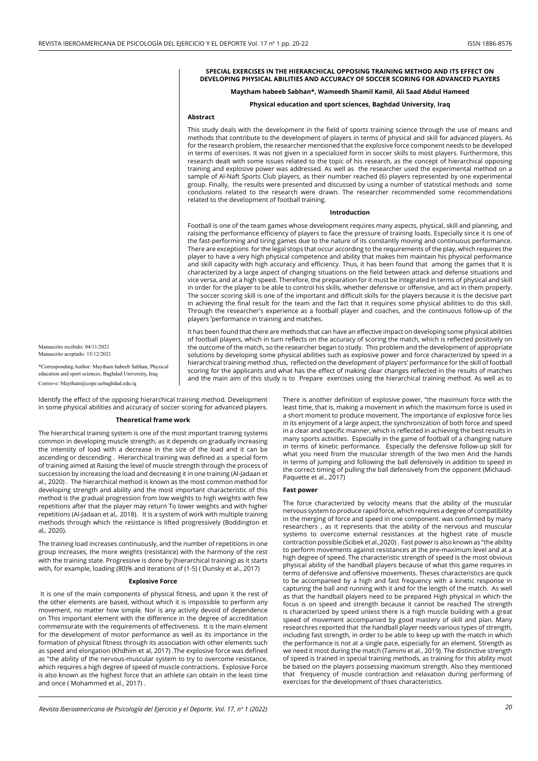**SPECIAL EXERCISES IN THE HIERARCHICAL OPPOSING TRAINING METHOD AND ITS EFFECT ON DEVELOPING PHYSICAL ABILITIES AND ACCURACY OF SOCCER SCORING FOR ADVANCED PLAYERS**

**Maytham habeeb Sabhan*, Wameedh Shamil Kamil, Ali Saad Abdul Hameed**

**Physical education and sport sciences, Baghdad University, Iraq**

Manuscrito recibido: 04/11/2021
Manuscrito aceptado: 15/12/2021

*Corresponding Author: Maytham habeeb Sabhan, Physical education and sport sciences, Baghdad University, Iraq

Correo-e: Maytham@cope.uobaghdad.edu.iq

## Abstract

This study deals with the development in the field of sports training science through the use of means and methods that contribute to the development of players in terms of physical and skill for advanced players. As for the research problem, the researcher mentioned that the explosive force component needs to be developed in terms of exercises. It was not given in a specialized form in soccer skills to most players. Furthermore, this research dealt with some issues related to the topic of his research, as the concept of hierarchical opposing training and explosive power was addressed. As well as the researcher used the experimental method on a sample of Al-Naft Sports Club players, as their number reached (6) players represented by one experimental group. Finally, the results were presented and discussed by using a number of statistical methods and some conclusions related to the research were drawn. The researcher recommended some recommendations related to the development of football training.

## Introduction

Football is one of the team games whose development requires many aspects, physical, skill and planning, and raising the performance efficiency of players to face the pressure of training loads. Especially since it is one of the fast-performing and tiring games due to the nature of its constantly moving and continuous performance. There are exceptions for the legal stops that occur according to the requirements of the play, which requires the player to have a very high physical competence and ability that makes him maintain his physical performance and skill capacity with high accuracy and efficiency. Thus, it has been found that among the games that It is characterized by a large aspect of changing situations on the field between attack and defense situations and vice versa, and at a high speed. Therefore, the preparation for it must be integrated in terms of physical and skill in order for the player to be able to control his skills, whether defensive or offensive, and act in them properly. The soccer scoring skill is one of the important and difficult skills for the players because it is the decisive part in achieving the final result for the team and the fact that it requires some physical abilities to do this skill. Through the researcher's experience as a football player and coaches, and the continuous follow-up of the players 'performance in training and matches.

It has been found that there are methods that can have an effective impact on developing some physical abilities of football players, which in turn reflects on the accuracy of scoring the match, which is reflected positively on the outcome of the match, so the researcher began to study. This problem and the development of appropriate solutions by developing some physical abilities such as explosive power and force characterized by speed in a hierarchical training method .thus, reflected on the development of players' performance for the skill of football scoring for the applicants and what has the effect of making clear changes reflected in the results of matches and the main aim of this study is to Prepare exercises using the hierarchical training method. As well as to Identify the effect of the opposing hierarchical training method. Development in some physical abilities and accuracy of soccer scoring for advanced players.

## Theoretical frame work

The hierarchical training system is one of the most important training systems common in developing muscle strength, as it depends on gradually increasing the intensity of load with a decrease in the size of the load and it can be ascending or descending . Hierarchical training was defined as a special form of training aimed at Raising the level of muscle strength through the process of succession by increasing the load and decreasing it in one training (Al-Jadaan et al., 2020) . The hierarchical method is known as the most common method for developing strength and ability and the most important characteristic of this method is the gradual progression from low weights to high weights with few repetitions after that the player may return To lower weights and with higher repetitions (Al-Jadaan et al,. 2018). It is a system of work with multiple training methods through which the resistance is lifted progressively (Boddington et al,. 2020).

The training load increases continuously, and the number of repetitions in one group increases, the more weights (resistance) with the harmony of the rest with the training state. Progressive is done by (hierarchical training) as it starts with, for example, loading (80)% and iterations of (1-5) ( Dunsky et al., 2017)

## Explosive Force

It is one of the main components of physical fitness, and upon it the rest of the other elements are based, without which it is impossible to perform any movement, no matter how simple. Nor is any activity devoid of dependence on This important element with the difference in the degree of accreditation commensurate with the requirements of effectiveness. It is the main element for the development of motor performance as well as its importance in the formation of physical fitness through its association with other elements such as speed and elongation (Khdhim et al, 2017) .The explosive force was defined as "the ability of the nervous-muscular system to try to overcome resistance, which requires a high degree of speed of muscle contractions. Explosive Force is also known as the highest force that an athlete can obtain in the least time and once ( Mohammed et al., 2017) .

There is another definition of explosive power, "the maximum force with the least time, that is, making a movement in which the maximum force is used in a short moment to produce movement. The importance of explosive force lies in its enjoyment of a large aspect, the synchronization of both force and speed in a clear and specific manner, which is reflected in achieving the best results in many sports activities. Especially in the game of football of a changing nature in terms of kinetic performance. Especially the defensive follow-up skill for what you need from the muscular strength of the two men And the hands in terms of jumping and following the ball defensively in addition to speed in the correct timing of pulling the ball defensively from the opponent (Michaud-Paquette et al., 2017)

### Fast power

The force characterized by velocity means that the ability of the muscular nervous system to produce rapid force, which requires a degree of compatibility in the merging of force and speed in one component. was confirmed by many researchers , as it represents that the ability of the nervous and muscular systems to overcome external resistances at the highest rate of muscle contraction possible (Scibek et al.,2020) . Fast power is also known as "the ability to perform movements against resistances at the pre-maximum level and at a high degree of speed. The characteristic strength of speed is the most obvious physical ability of the handball players because of what this game requires in terms of defensive and offensive movements. Theses characteristics are quick to be accompanied by a high and fast frequency with a kinetic response in capturing the ball and running with it and for the length of the match. As well as that the handball players need to be prepared High physical in which the focus is on speed and strength because it cannot be reached The strength is characterized by speed unless there is a high muscle building with a great speed of movement accompanied by good mastery of skill and plan. Many researchres reported that the handball player needs various types of strength, including fast strength, in order to be able to keep up with the match in which the performance is not at a single pace, especially for an element. Strength as we need it most during the match (Tamimi et al., 2019). The distinctive strength of speed is trained in special training methods, as training for this ability must be based on the players possessing maximum strength. Also they mentioned that frequency of muscle contraction and relaxation during performing of exercises for the development of thses characteristics.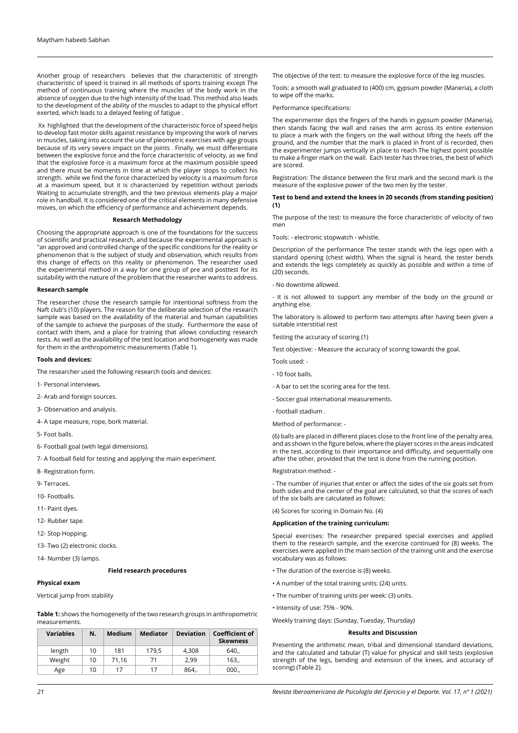Another group of researchers believes that the characteristic of strength characteristic of speed is trained in all methods of sports training except The method of continuous training where the muscles of the body work in the absence of oxygen due to the high intensity of the load. This method also leads to the development of the ability of the muscles to adapt to the physical effort exerted, which leads to a delayed feeling of fatigue .

Xx highlighted that the development of the characteristic force of speed helps to develop fast motor skills against resistance by improving the work of nerves in muscles, taking into account the use of pleometric exercises with age groups because of its very severe impact on the joints . Finally, we must differentiate between the explosive force and the force characteristic of velocity, as we find that the explosive force is a maximum force at the maximum possible speed and there must be moments in time at which the player stops to collect his strength. while we find the force characterized by velocity is a maximum force at a maximum speed, but it is characterized by repetition without periods Waiting to accumulate strength, and the two previous elements play a major role in handball. It is considered one of the critical elements in many defensive moves, on which the efficiency of performance and achievement depends.

## Research Methodology

Choosing the appropriate approach is one of the foundations for the success of scientific and practical research, and because the experimental approach is "an approved and controlled change of the specific conditions for the reality or phenomenon that is the subject of study and observation, which results from this change of effects on this reality or phenomenon. The researcher used the experimental method in a way for one group of pre and posttest for its suitability with the nature of the problem that the researcher wants to address.

### Research sample

The researcher chose the research sample for intentional softness from the Naft club's (10) players. The reason for the deliberate selection of the research sample was based on the availability of the material and human capabilities of the sample to achieve the purposes of the study. Furthermore the ease of contact with them, and a place for training that allows conducting research tests. As well as the availability of the test location and homogeneity was made for them in the anthropometric measurements (Table 1).

### Tools and devices:

The researcher used the following research tools and devices:

1- Personal interviews.

2- Arab and foreign sources.

3- Observation and analysis.

4- A tape measure, rope, bork material.

5- Foot balls.

6- Football goal (with legal dimensions).

7- A football field for testing and applying the main experiment.

8- Registration form.

9- Terraces.

10- Footballs.

11- Paint dyes.

12- Rubber tape.

12- Stop Hopping.

13- Two (2) electronic clocks.

14- Number (3) lamps.

## Field research procedures

### Physical exam

Vertical jump from stability

**Table 1:** shows the homogeneity of the two research groups in anthropometric measurements.

| Variables | N. | Medium | Mediator | Deviation | Coefficient of Skewness |
|---|---|---|---|---|---|
| length | 10 | 181 | 179,5 | 4,308 | 640,. |
| Weight | 10 | 71,16 | 71 | 2,99 | 163,. |
| Age | 10 | 17 | 17 | 864,. | 000., |

The objective of the test: to measure the explosive force of the leg muscles.

Tools: a smooth wall graduated to (400) cm, gypsum powder (Maneria), a cloth to wipe off the marks.

Performance specifications:

The experimenter dips the fingers of the hands in gypsum powder (Maneria), then stands facing the wall and raises the arm across its entire extension to place a mark with the fingers on the wall without lifting the heels off the ground, and the number that the mark is placed in front of is recorded, then the experimenter jumps vertically in place to reach The highest point possible to make a finger mark on the wall. Each tester has three tries, the best of which are scored.

Registration: The distance between the first mark and the second mark is the measure of the explosive power of the two men by the tester.

**Test to bend and extend the knees in 20 seconds (from standing position) (1)**

The purpose of the test: to measure the force characteristic of velocity of two men

Tools: - electronic stopwatch - whistle.

Description of the performance The tester stands with the legs open with a standard opening (chest width). When the signal is heard, the tester bends and extends the legs completely as quickly as possible and within a time of (20) seconds.

- No downtime allowed.

- It is not allowed to support any member of the body on the ground or anything else.

The laboratory is allowed to perform two attempts after having been given a suitable interstitial rest

Testing the accuracy of scoring (1)

Test objective: - Measure the accuracy of scoring towards the goal.

Tools used: -

- 10 foot balls.

- A bar to set the scoring area for the test.

- Soccer goal international measurements.

- football stadium .

Method of performance: -

(6) balls are placed in different places close to the front line of the penalty area, and as shown in the figure below, where the player scores in the areas indicated in the test, according to their importance and difficulty, and sequentially one after the other, provided that the test is done from the running position.

Registration method: -

- The number of injuries that enter or affect the sides of the six goals set from both sides and the center of the goal are calculated, so that the scores of each of the six balls are calculated as follows:

(4) Scores for scoring in Domain No. (4)

**Application of the training curriculum:**

Special exercises: The researcher prepared special exercises and applied them to the research sample, and the exercise continued for (8) weeks. The exercises were applied in the main section of the training unit and the exercise vocabulary was as follows:

- The duration of the exercise is (8) weeks.
- A number of the total training units: (24) units.
- The number of training units per week: (3) units.
- Intensity of use: 75% - 90%.

Weekly training days: (Sunday, Tuesday, Thursday)

## Results and Discussion

Presenting the arithmetic mean, tribal and dimensional standard deviations, and the calculated and tabular (T) value for physical and skill tests (explosive strength of the legs, bending and extension of the knees, and accuracy of scoring) (Table 2).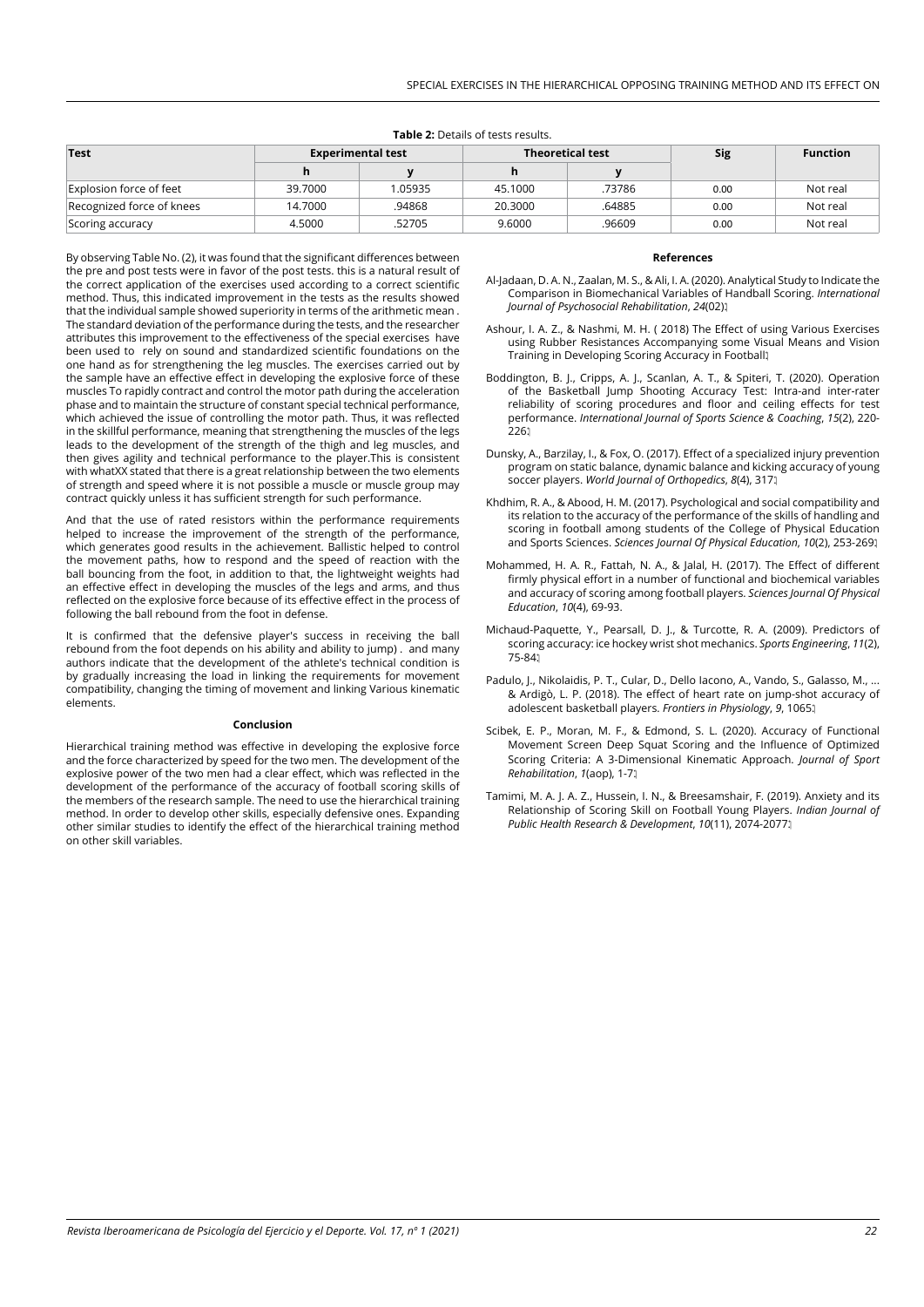**Table 2:** Details of tests results.

| Test | Experimental test | | Theoretical test | | Sig | Function |
|---|---|---|---|---|---|---|
| | h | y | h | y | | |
| Explosion force of feet | 39.7000 | 1.05935 | 45.1000 | .73786 | 0.00 | Not real |
| Recognized force of knees | 14.7000 | .94868 | 20.3000 | .64885 | 0.00 | Not real |
| Scoring accuracy | 4.5000 | .52705 | 9.6000 | .96609 | 0.00 | Not real |

By observing Table No. (2), it was found that the significant differences between the pre and post tests were in favor of the post tests. this is a natural result of the correct application of the exercises used according to a correct scientific method. Thus, this indicated improvement in the tests as the results showed that the individual sample showed superiority in terms of the arithmetic mean . The standard deviation of the performance during the tests, and the researcher attributes this improvement to the effectiveness of the special exercises have been used to rely on sound and standardized scientific foundations on the one hand as for strengthening the leg muscles. The exercises carried out by the sample have an effective effect in developing the explosive force of these muscles To rapidly contract and control the motor path during the acceleration phase and to maintain the structure of constant special technical performance, which achieved the issue of controlling the motor path. Thus, it was reflected in the skillful performance, meaning that strengthening the muscles of the legs leads to the development of the strength of the thigh and leg muscles, and then gives agility and technical performance to the player.This is consistent with whatXX stated that there is a great relationship between the two elements of strength and speed where it is not possible a muscle or muscle group may contract quickly unless it has sufficient strength for such performance.

And that the use of rated resistors within the performance requirements helped to increase the improvement of the strength of the performance, which generates good results in the achievement. Ballistic helped to control the movement paths, how to respond and the speed of reaction with the ball bouncing from the foot, in addition to that, the lightweight weights had an effective effect in developing the muscles of the legs and arms, and thus reflected on the explosive force because of its effective effect in the process of following the ball rebound from the foot in defense.

It is confirmed that the defensive player's success in receiving the ball rebound from the foot depends on his ability and ability to jump) . and many authors indicate that the development of the athlete's technical condition is by gradually increasing the load in linking the requirements for movement compatibility, changing the timing of movement and linking Various kinematic elements.

## Conclusion

Hierarchical training method was effective in developing the explosive force and the force characterized by speed for the two men. The development of the explosive power of the two men had a clear effect, which was reflected in the development of the performance of the accuracy of football scoring skills of the members of the research sample. The need to use the hierarchical training method. In order to develop other skills, especially defensive ones. Expanding other similar studies to identify the effect of the hierarchical training method on other skill variables.

## References

Al-Jadaan, D. A. N., Zaalan, M. S., & Ali, I. A. (2020). Analytical Study to Indicate the Comparison in Biomechanical Variables of Handball Scoring. *International Journal of Psychosocial Rehabilitation*, *24*(02).

Ashour, I. A. Z., & Nashmi, M. H. ( 2018) The Effect of using Various Exercises using Rubber Resistances Accompanying some Visual Means and Vision Training in Developing Scoring Accuracy in Football.

Boddington, B. J., Cripps, A. J., Scanlan, A. T., & Spiteri, T. (2020). Operation of the Basketball Jump Shooting Accuracy Test: Intra-and inter-rater reliability of scoring procedures and floor and ceiling effects for test performance. *International Journal of Sports Science & Coaching*, *15*(2), 220-226.

Dunsky, A., Barzilay, I., & Fox, O. (2017). Effect of a specialized injury prevention program on static balance, dynamic balance and kicking accuracy of young soccer players. *World Journal of Orthopedics*, *8*(4), 317.

Khdhim, R. A., & Abood, H. M. (2017). Psychological and social compatibility and its relation to the accuracy of the performance of the skills of handling and scoring in football among students of the College of Physical Education and Sports Sciences. *Sciences Journal Of Physical Education*, *10*(2), 253-269.

Mohammed, H. A. R., Fattah, N. A., & Jalal, H. (2017). The Effect of different firmly physical effort in a number of functional and biochemical variables and accuracy of scoring among football players. *Sciences Journal Of Physical Education*, *10*(4), 69-93.

Michaud-Paquette, Y., Pearsall, D. J., & Turcotte, R. A. (2009). Predictors of scoring accuracy: ice hockey wrist shot mechanics. *Sports Engineering*, *11*(2), 75-84.

Padulo, J., Nikolaidis, P. T., Cular, D., Dello Iacono, A., Vando, S., Galasso, M., ... & Ardigò, L. P. (2018). The effect of heart rate on jump-shot accuracy of adolescent basketball players. *Frontiers in Physiology*, *9*, 1065.

Scibek, E. P., Moran, M. F., & Edmond, S. L. (2020). Accuracy of Functional Movement Screen Deep Squat Scoring and the Influence of Optimized Scoring Criteria: A 3-Dimensional Kinematic Approach. *Journal of Sport Rehabilitation*, *1*(aop), 1-7.

Tamimi, M. A. J. A. Z., Hussein, I. N., & Breesamshair, F. (2019). Anxiety and its Relationship of Scoring Skill on Football Young Players. *Indian Journal of Public Health Research & Development*, *10*(11), 2074-2077.